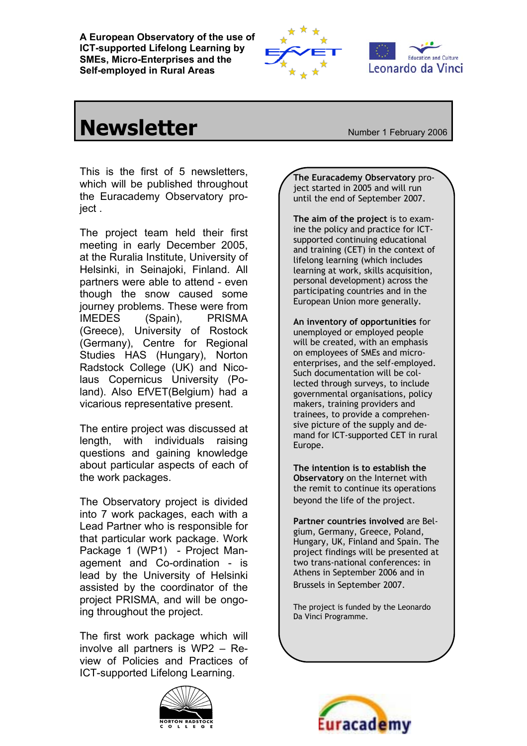**A European Observatory of the use of ICT-supported Lifelong Learning by SMEs, Micro-Enterprises and the Self-employed in Rural Areas**

# Newsletter

Number 1 February 2006

This is the first of 5 newsletters, which will be published throughout the Euracademy Observatory project .

The project team held their first meeting in early December 2005, at the Ruralia Institute, University of Helsinki, in Seinajoki, Finland. All partners were able to attend - even though the snow caused some journey problems. These were from IMEDES (Spain), PRISMA (Greece), University of Rostock (Germany), Centre for Regional Studies HAS (Hungary), Norton Radstock College (UK) and Nicolaus Copernicus University (Poland). Also EfVET(Belgium) had a vicarious representative present.

The entire project was discussed at length, with individuals raising questions and gaining knowledge about particular aspects of each of the work packages.

The Observatory project is divided into 7 work packages, each with a Lead Partner who is responsible for that particular work package. Work Package 1 (WP1) - Project Management and Co-ordination - is lead by the University of Helsinki assisted by the coordinator of the project PRISMA, and will be ongoing throughout the project.

The first work package which will involve all partners is WP2 – Review of Policies and Practices of ICT-supported Lifelong Learning.

**The Euracademy Observatory** project started in 2005 and will run until the end of September 2007.

**The aim of the project** is to examine the policy and practice for ICT-supported continuing educational and training (CET) in the context of lifelong learning (which includes learning at work, skills acquisition, personal development) across the participating countries and in the European Union more generally.

**An inventory of opportunities** for unemployed or employed people will be created, with an emphasis on employees of SMEs and micro-enterprises, and the self-employed. Such documentation will be collected through surveys, to include governmental organisations, policy makers, training providers and trainees, to provide a comprehensive picture of the supply and demand for ICT-supported CET in rural Europe.

**The intention is to establish the Observatory** on the Internet with the remit to continue its operations beyond the life of the project.

**Partner countries involved** are Belgium, Germany, Greece, Poland, Hungary, UK, Finland and Spain. The project findings will be presented at two trans-national conferences: in Athens in September 2006 and in Brussels in September 2007.

The project is funded by the Leonardo Da Vinci Programme.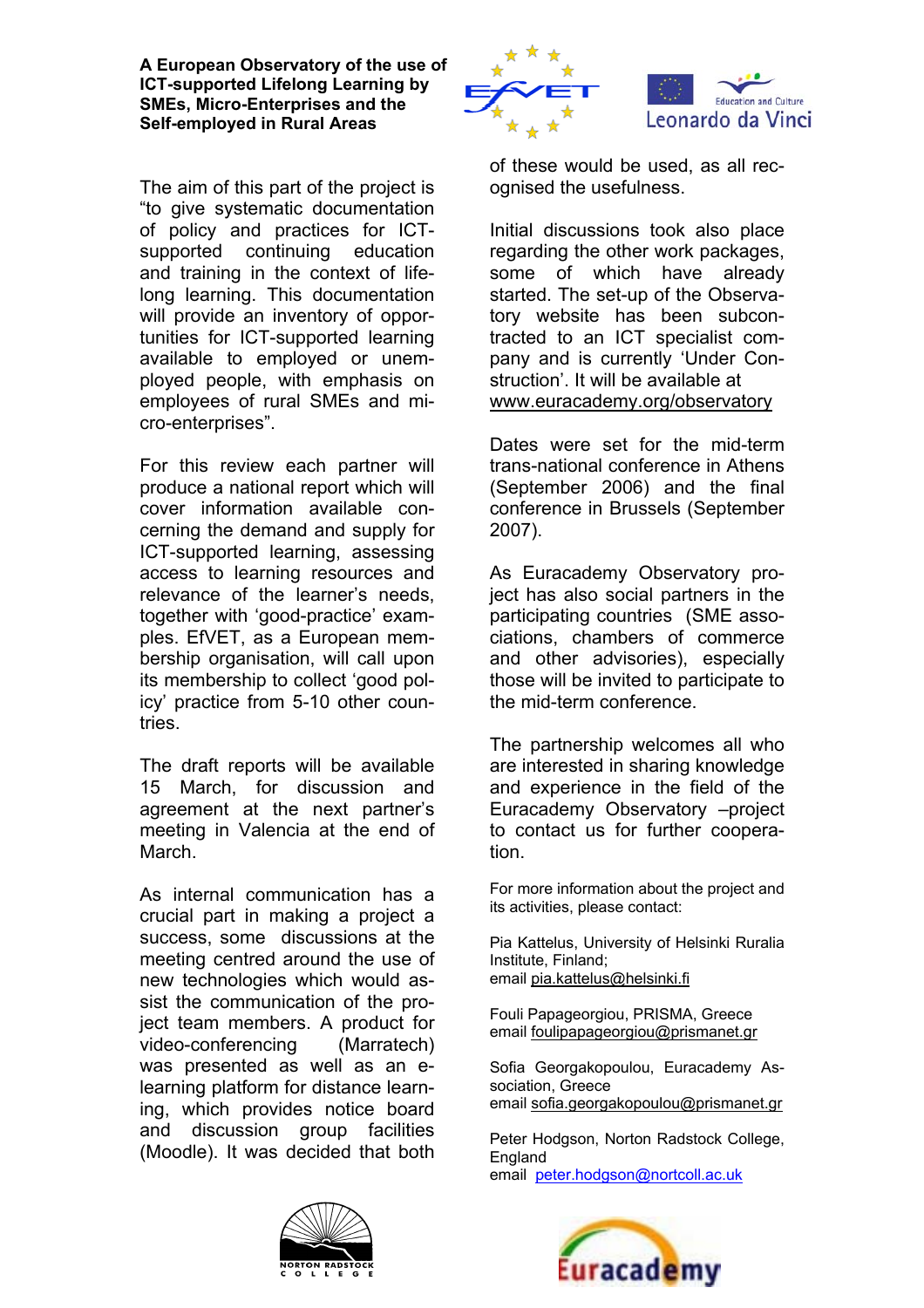**A European Observatory of the use of ICT-supported Lifelong Learning by SMEs, Micro-Enterprises and the Self-employed in Rural Areas**

The aim of this part of the project is "to give systematic documentation of policy and practices for ICT-supported continuing education and training in the context of life-long learning. This documentation will provide an inventory of opportunities for ICT-supported learning available to employed or unemployed people, with emphasis on employees of rural SMEs and micro-enterprises".

For this review each partner will produce a national report which will cover information available concerning the demand and supply for ICT-supported learning, assessing access to learning resources and relevance of the learner's needs, together with 'good-practice' examples. EfVET, as a European membership organisation, will call upon its membership to collect 'good policy' practice from 5-10 other countries.

The draft reports will be available 15 March, for discussion and agreement at the next partner's meeting in Valencia at the end of March.

As internal communication has a crucial part in making a project a success, some discussions at the meeting centred around the use of new technologies which would assist the communication of the project team members. A product for video-conferencing (Marratech) was presented as well as an e-learning platform for distance learning, which provides notice board and discussion group facilities (Moodle). It was decided that both of these would be used, as all recognised the usefulness.

Initial discussions took also place regarding the other work packages, some of which have already started. The set-up of the Observatory website has been subcontracted to an ICT specialist company and is currently 'Under Construction'. It will be available at www.euracademy.org/observatory

Dates were set for the mid-term trans-national conference in Athens (September 2006) and the final conference in Brussels (September 2007).

As Euracademy Observatory project has also social partners in the participating countries (SME associations, chambers of commerce and other advisories), especially those will be invited to participate to the mid-term conference.

The partnership welcomes all who are interested in sharing knowledge and experience in the field of the Euracademy Observatory –project to contact us for further cooperation.

For more information about the project and its activities, please contact:

Pia Kattelus, University of Helsinki Ruralia Institute, Finland;
email pia.kattelus@helsinki.fi

Fouli Papageorgiou, PRISMA, Greece
email foulipapageorgiou@prismanet.gr

Sofia Georgakopoulou, Euracademy Association, Greece
email sofia.georgakopoulou@prismanet.gr

Peter Hodgson, Norton Radstock College, England
email peter.hodgson@nortcoll.ac.uk